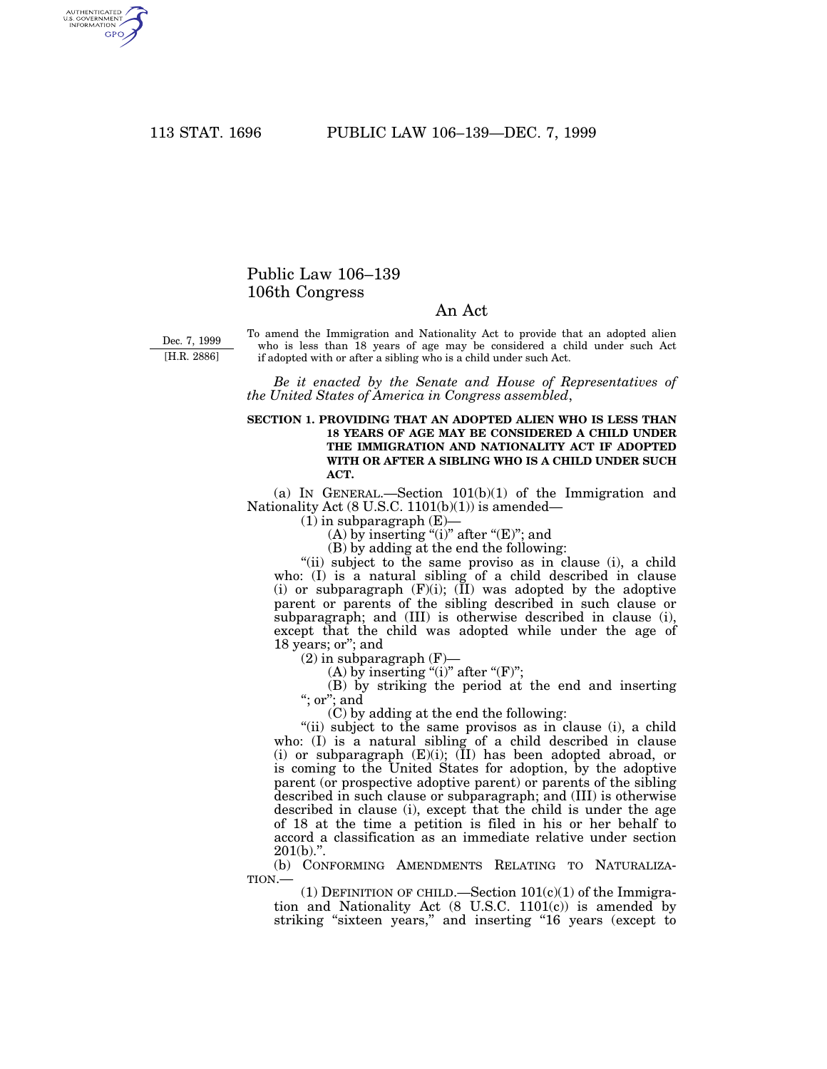# Public Law 106–139
# 106th Congress

## An Act

Dec. 7, 1999
[H.R. 2886]

To amend the Immigration and Nationality Act to provide that an adopted alien who is less than 18 years of age may be considered a child under such Act if adopted with or after a sibling who is a child under such Act.

*Be it enacted by the Senate and House of Representatives of the United States of America in Congress assembled*,

### SECTION 1. PROVIDING THAT AN ADOPTED ALIEN WHO IS LESS THAN 18 YEARS OF AGE MAY BE CONSIDERED A CHILD UNDER THE IMMIGRATION AND NATIONALITY ACT IF ADOPTED WITH OR AFTER A SIBLING WHO IS A CHILD UNDER SUCH ACT.

(a) IN GENERAL.—Section 101(b)(1) of the Immigration and Nationality Act (8 U.S.C. 1101(b)(1)) is amended—

(1) in subparagraph (E)—

(A) by inserting "(i)" after "(E)"; and

(B) by adding at the end the following:

"(ii) subject to the same proviso as in clause (i), a child who: (I) is a natural sibling of a child described in clause (i) or subparagraph (F)(i); (II) was adopted by the adoptive parent or parents of the sibling described in such clause or subparagraph; and (III) is otherwise described in clause (i), except that the child was adopted while under the age of 18 years; or"; and

(2) in subparagraph (F)—

(A) by inserting "(i)" after "(F)";

(B) by striking the period at the end and inserting "; or"; and

(C) by adding at the end the following:

"(ii) subject to the same provisos as in clause (i), a child who: (I) is a natural sibling of a child described in clause (i) or subparagraph (E)(i); (II) has been adopted abroad, or is coming to the United States for adoption, by the adoptive parent (or prospective adoptive parent) or parents of the sibling described in such clause or subparagraph; and (III) is otherwise described in clause (i), except that the child is under the age of 18 at the time a petition is filed in his or her behalf to accord a classification as an immediate relative under section 201(b).".

(b) CONFORMING AMENDMENTS RELATING TO NATURALIZATION.—

(1) DEFINITION OF CHILD.—Section 101(c)(1) of the Immigration and Nationality Act (8 U.S.C. 1101(c)) is amended by striking "sixteen years," and inserting "16 years (except to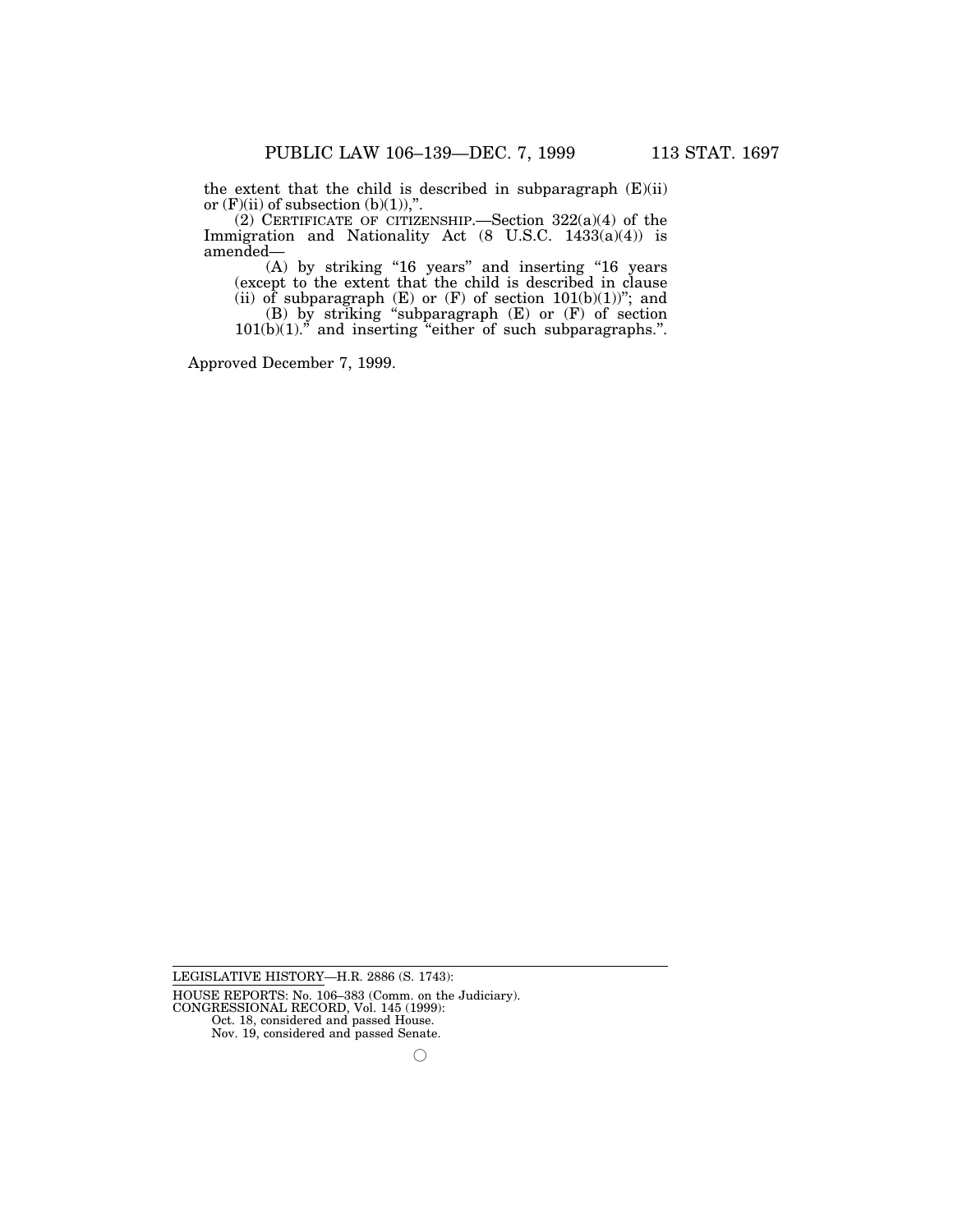the extent that the child is described in subparagraph (E)(ii) or (F)(ii) of subsection (b)(1)),".

(2) CERTIFICATE OF CITIZENSHIP.—Section 322(a)(4) of the Immigration and Nationality Act (8 U.S.C. 1433(a)(4)) is amended—

(A) by striking "16 years" and inserting "16 years (except to the extent that the child is described in clause (ii) of subparagraph (E) or (F) of section 101(b)(1))"; and

(B) by striking "subparagraph (E) or (F) of section 101(b)(1)." and inserting "either of such subparagraphs.".

Approved December 7, 1999.

---

LEGISLATIVE HISTORY—H.R. 2886 (S. 1743):

HOUSE REPORTS: No. 106–383 (Comm. on the Judiciary).
CONGRESSIONAL RECORD, Vol. 145 (1999):
Oct. 18, considered and passed House.
Nov. 19, considered and passed Senate.